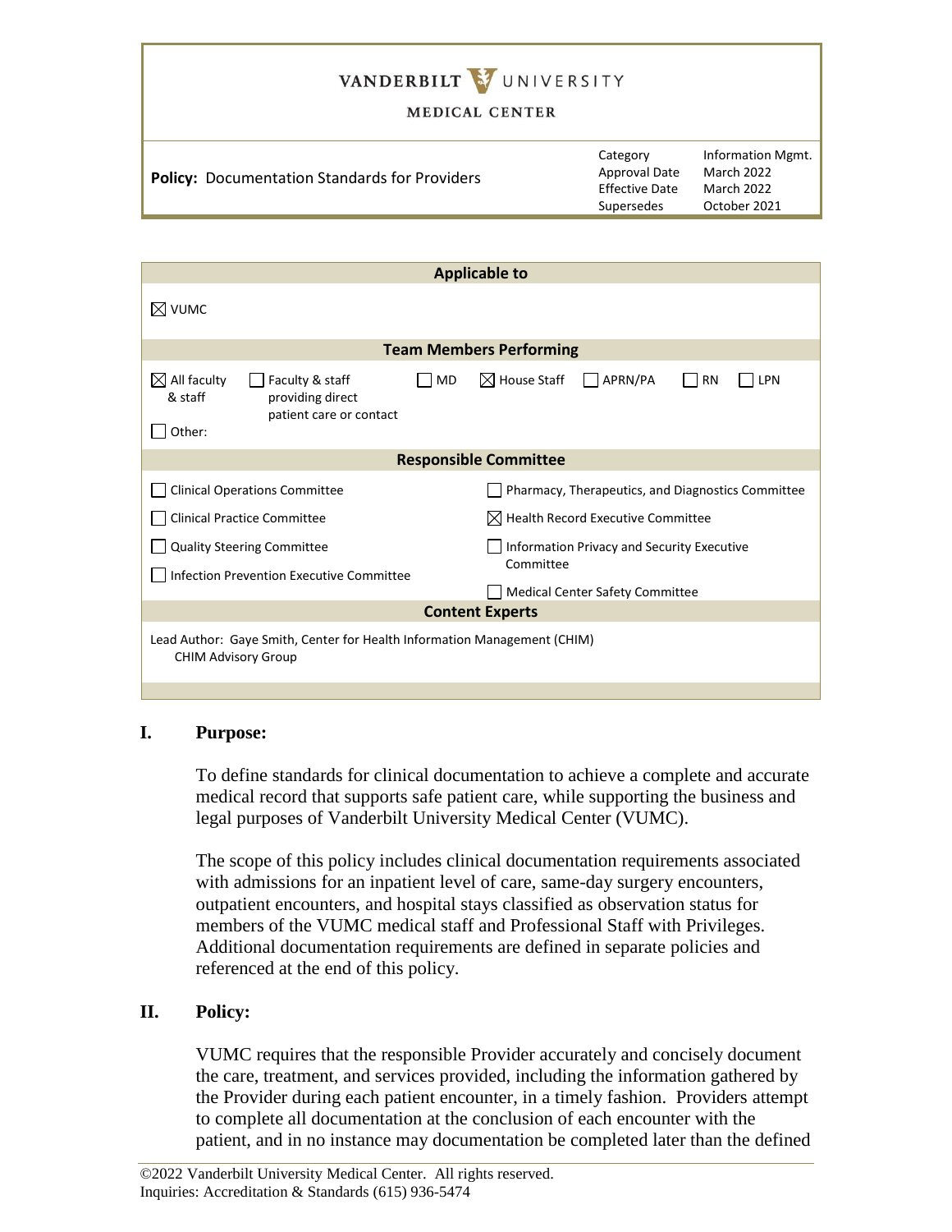# VANDERBILT UNIVERSITY MEDICAL CENTER

| **Policy:** Documentation Standards for Providers | Category | Information Mgmt. |
|---|---|---|
| | Approval Date | March 2022 |
| | Effective Date | March 2022 |
| | Supersedes | October 2021 |

| **Applicable to** | | | | | | |
|---|---|---|---|---|---|---|
| ☒ VUMC | | | | | | |
| **Team Members Performing** | | | | | | |
| ☒ All faculty & staff | ☐ Faculty & staff providing direct patient care or contact | ☐ MD | ☒ House Staff | ☐ APRN/PA | ☐ RN | ☐ LPN |
| ☐ Other: | | | | | | |
| **Responsible Committee** | | | | | | |
| ☐ Clinical Operations Committee | ☐ Pharmacy, Therapeutics, and Diagnostics Committee | | | | | |
| ☐ Clinical Practice Committee | ☒ Health Record Executive Committee | | | | | |
| ☐ Quality Steering Committee | ☐ Information Privacy and Security Executive Committee | | | | | |
| ☐ Infection Prevention Executive Committee | ☐ Medical Center Safety Committee | | | | | |
| **Content Experts** | | | | | | |
| Lead Author: Gaye Smith, Center for Health Information Management (CHIM)<br>CHIM Advisory Group | | | | | | |

## I. Purpose:

To define standards for clinical documentation to achieve a complete and accurate medical record that supports safe patient care, while supporting the business and legal purposes of Vanderbilt University Medical Center (VUMC).

The scope of this policy includes clinical documentation requirements associated with admissions for an inpatient level of care, same-day surgery encounters, outpatient encounters, and hospital stays classified as observation status for members of the VUMC medical staff and Professional Staff with Privileges. Additional documentation requirements are defined in separate policies and referenced at the end of this policy.

## II. Policy:

VUMC requires that the responsible Provider accurately and concisely document the care, treatment, and services provided, including the information gathered by the Provider during each patient encounter, in a timely fashion. Providers attempt to complete all documentation at the conclusion of each encounter with the patient, and in no instance may documentation be completed later than the defined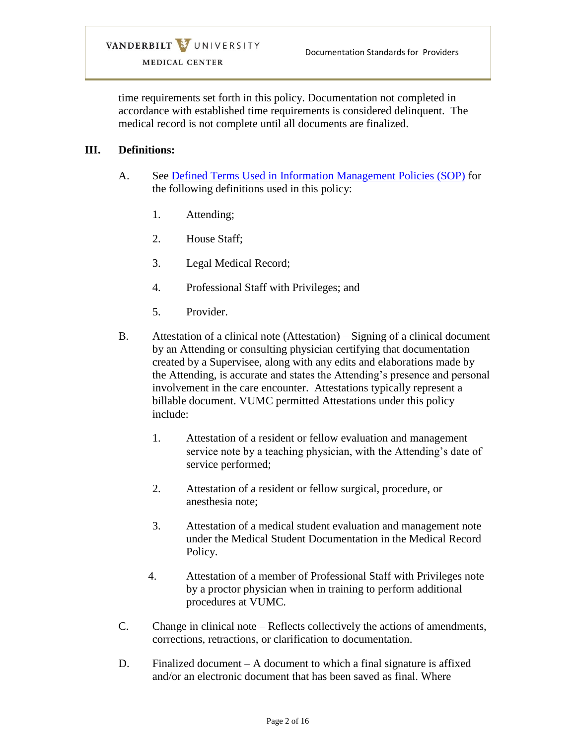time requirements set forth in this policy. Documentation not completed in accordance with established time requirements is considered delinquent. The medical record is not complete until all documents are finalized.

## III. Definitions:

A. See [Defined Terms Used in Information Management Policies (SOP)] for the following definitions used in this policy:

1. Attending;
2. House Staff;
3. Legal Medical Record;
4. Professional Staff with Privileges; and
5. Provider.

B. Attestation of a clinical note (Attestation) – Signing of a clinical document by an Attending or consulting physician certifying that documentation created by a Supervisee, along with any edits and elaborations made by the Attending, is accurate and states the Attending's presence and personal involvement in the care encounter. Attestations typically represent a billable document. VUMC permitted Attestations under this policy include:

1. Attestation of a resident or fellow evaluation and management service note by a teaching physician, with the Attending's date of service performed;
2. Attestation of a resident or fellow surgical, procedure, or anesthesia note;
3. Attestation of a medical student evaluation and management note under the Medical Student Documentation in the Medical Record Policy.
4. Attestation of a member of Professional Staff with Privileges note by a proctor physician when in training to perform additional procedures at VUMC.

C. Change in clinical note – Reflects collectively the actions of amendments, corrections, retractions, or clarification to documentation.

D. Finalized document – A document to which a final signature is affixed and/or an electronic document that has been saved as final. Where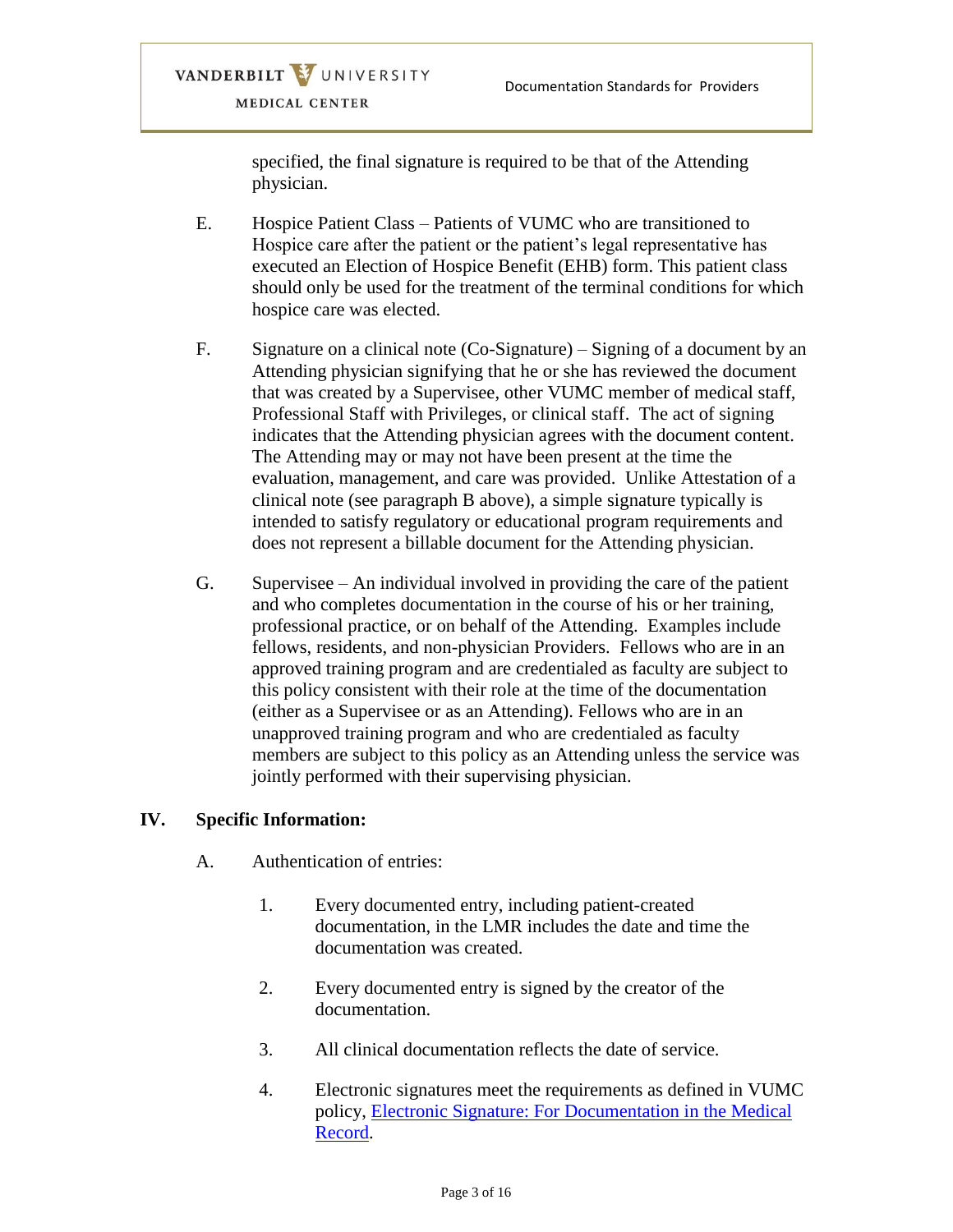specified, the final signature is required to be that of the Attending physician.

E. Hospice Patient Class – Patients of VUMC who are transitioned to Hospice care after the patient or the patient's legal representative has executed an Election of Hospice Benefit (EHB) form. This patient class should only be used for the treatment of the terminal conditions for which hospice care was elected.

F. Signature on a clinical note (Co-Signature) – Signing of a document by an Attending physician signifying that he or she has reviewed the document that was created by a Supervisee, other VUMC member of medical staff, Professional Staff with Privileges, or clinical staff. The act of signing indicates that the Attending physician agrees with the document content. The Attending may or may not have been present at the time the evaluation, management, and care was provided. Unlike Attestation of a clinical note (see paragraph B above), a simple signature typically is intended to satisfy regulatory or educational program requirements and does not represent a billable document for the Attending physician.

G. Supervisee – An individual involved in providing the care of the patient and who completes documentation in the course of his or her training, professional practice, or on behalf of the Attending. Examples include fellows, residents, and non-physician Providers. Fellows who are in an approved training program and are credentialed as faculty are subject to this policy consistent with their role at the time of the documentation (either as a Supervisee or as an Attending). Fellows who are in an unapproved training program and who are credentialed as faculty members are subject to this policy as an Attending unless the service was jointly performed with their supervising physician.

## IV. Specific Information:

A. Authentication of entries:

1. Every documented entry, including patient-created documentation, in the LMR includes the date and time the documentation was created.

2. Every documented entry is signed by the creator of the documentation.

3. All clinical documentation reflects the date of service.

4. Electronic signatures meet the requirements as defined in VUMC policy, [Electronic Signature: For Documentation in the Medical Record].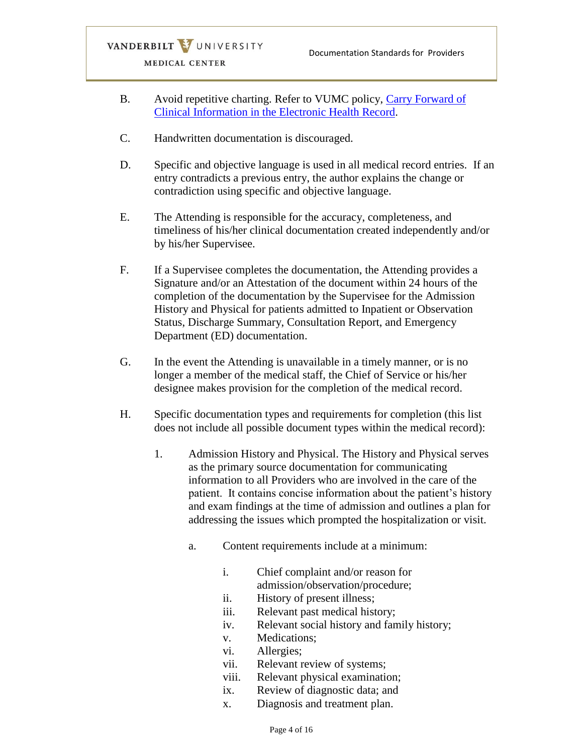B. Avoid repetitive charting. Refer to VUMC policy, [Carry Forward of Clinical Information in the Electronic Health Record].

C. Handwritten documentation is discouraged.

D. Specific and objective language is used in all medical record entries. If an entry contradicts a previous entry, the author explains the change or contradiction using specific and objective language.

E. The Attending is responsible for the accuracy, completeness, and timeliness of his/her clinical documentation created independently and/or by his/her Supervisee.

F. If a Supervisee completes the documentation, the Attending provides a Signature and/or an Attestation of the document within 24 hours of the completion of the documentation by the Supervisee for the Admission History and Physical for patients admitted to Inpatient or Observation Status, Discharge Summary, Consultation Report, and Emergency Department (ED) documentation.

G. In the event the Attending is unavailable in a timely manner, or is no longer a member of the medical staff, the Chief of Service or his/her designee makes provision for the completion of the medical record.

H. Specific documentation types and requirements for completion (this list does not include all possible document types within the medical record):

   1. Admission History and Physical. The History and Physical serves as the primary source documentation for communicating information to all Providers who are involved in the care of the patient. It contains concise information about the patient's history and exam findings at the time of admission and outlines a plan for addressing the issues which prompted the hospitalization or visit.

      a. Content requirements include at a minimum:

         i. Chief complaint and/or reason for admission/observation/procedure;
         ii. History of present illness;
         iii. Relevant past medical history;
         iv. Relevant social history and family history;
         v. Medications;
         vi. Allergies;
         vii. Relevant review of systems;
         viii. Relevant physical examination;
         ix. Review of diagnostic data; and
         x. Diagnosis and treatment plan.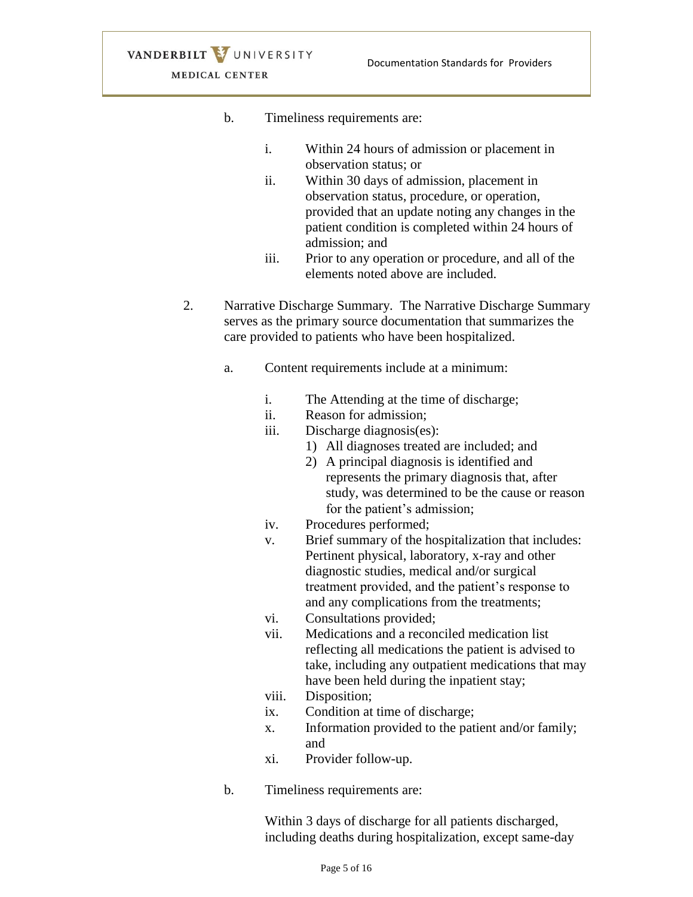b. Timeliness requirements are:

   i. Within 24 hours of admission or placement in observation status; or
   ii. Within 30 days of admission, placement in observation status, procedure, or operation, provided that an update noting any changes in the patient condition is completed within 24 hours of admission; and
   iii. Prior to any operation or procedure, and all of the elements noted above are included.

2. Narrative Discharge Summary. The Narrative Discharge Summary serves as the primary source documentation that summarizes the care provided to patients who have been hospitalized.

   a. Content requirements include at a minimum:

      i. The Attending at the time of discharge;
      ii. Reason for admission;
      iii. Discharge diagnosis(es):
         1) All diagnoses treated are included; and
         2) A principal diagnosis is identified and represents the primary diagnosis that, after study, was determined to be the cause or reason for the patient's admission;
      iv. Procedures performed;
      v. Brief summary of the hospitalization that includes: Pertinent physical, laboratory, x-ray and other diagnostic studies, medical and/or surgical treatment provided, and the patient's response to and any complications from the treatments;
      vi. Consultations provided;
      vii. Medications and a reconciled medication list reflecting all medications the patient is advised to take, including any outpatient medications that may have been held during the inpatient stay;
      viii. Disposition;
      ix. Condition at time of discharge;
      x. Information provided to the patient and/or family; and
      xi. Provider follow-up.

   b. Timeliness requirements are:

      Within 3 days of discharge for all patients discharged, including deaths during hospitalization, except same-day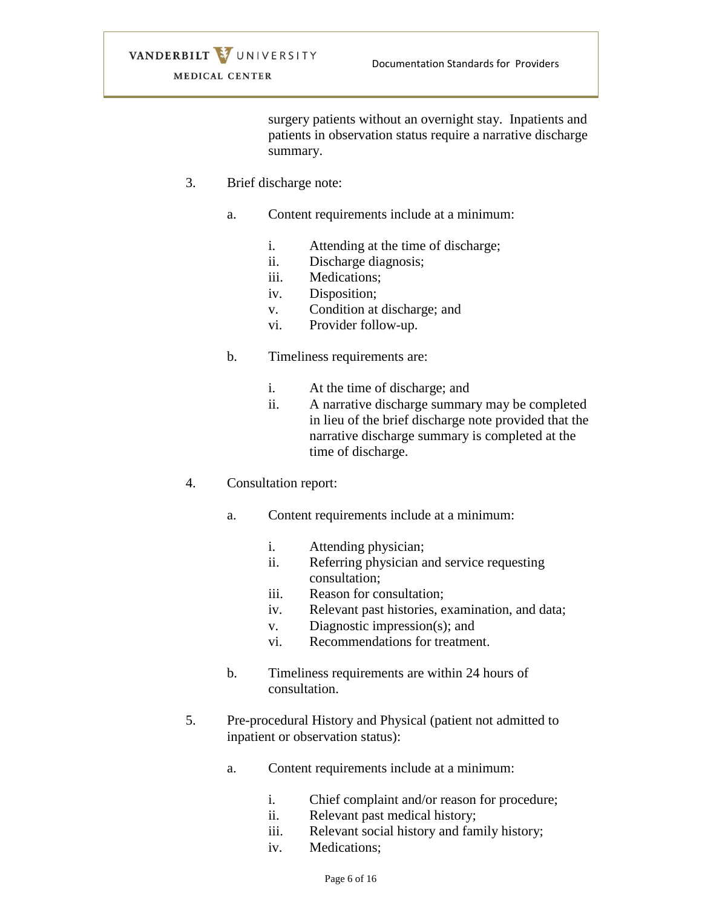surgery patients without an overnight stay. Inpatients and patients in observation status require a narrative discharge summary.

3. Brief discharge note:

   a. Content requirements include at a minimum:

      i. Attending at the time of discharge;
      ii. Discharge diagnosis;
      iii. Medications;
      iv. Disposition;
      v. Condition at discharge; and
      vi. Provider follow-up.

   b. Timeliness requirements are:

      i. At the time of discharge; and
      ii. A narrative discharge summary may be completed in lieu of the brief discharge note provided that the narrative discharge summary is completed at the time of discharge.

4. Consultation report:

   a. Content requirements include at a minimum:

      i. Attending physician;
      ii. Referring physician and service requesting consultation;
      iii. Reason for consultation;
      iv. Relevant past histories, examination, and data;
      v. Diagnostic impression(s); and
      vi. Recommendations for treatment.

   b. Timeliness requirements are within 24 hours of consultation.

5. Pre-procedural History and Physical (patient not admitted to inpatient or observation status):

   a. Content requirements include at a minimum:

      i. Chief complaint and/or reason for procedure;
      ii. Relevant past medical history;
      iii. Relevant social history and family history;
      iv. Medications;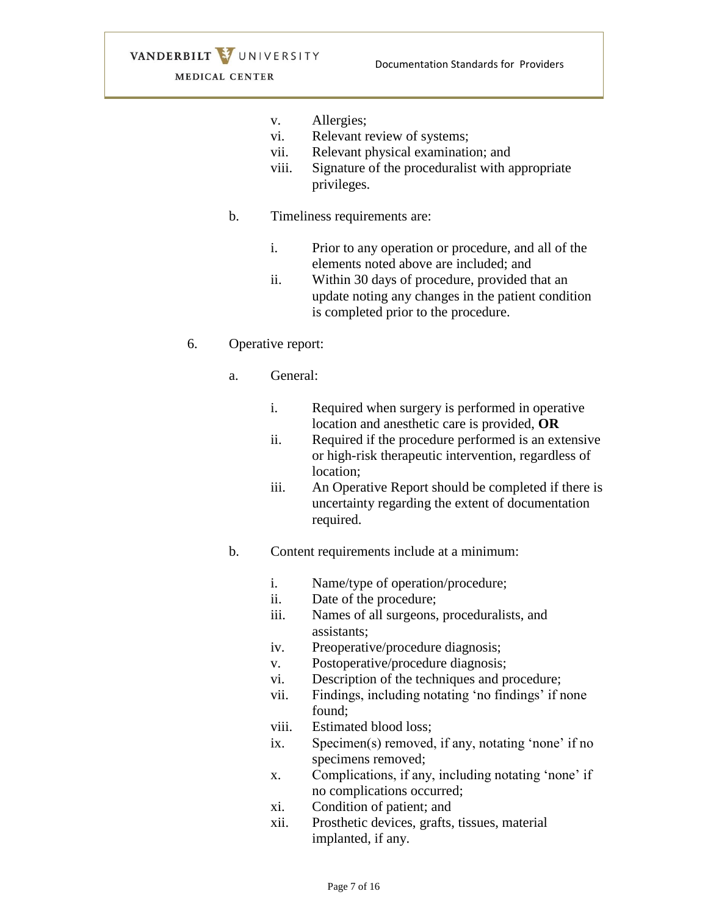v. Allergies;
vi. Relevant review of systems;
vii. Relevant physical examination; and
viii. Signature of the proceduralist with appropriate privileges.

b. Timeliness requirements are:

i. Prior to any operation or procedure, and all of the elements noted above are included; and
ii. Within 30 days of procedure, provided that an update noting any changes in the patient condition is completed prior to the procedure.

6. Operative report:

a. General:

i. Required when surgery is performed in operative location and anesthetic care is provided, **OR**
ii. Required if the procedure performed is an extensive or high-risk therapeutic intervention, regardless of location;
iii. An Operative Report should be completed if there is uncertainty regarding the extent of documentation required.

b. Content requirements include at a minimum:

i. Name/type of operation/procedure;
ii. Date of the procedure;
iii. Names of all surgeons, proceduralists, and assistants;
iv. Preoperative/procedure diagnosis;
v. Postoperative/procedure diagnosis;
vi. Description of the techniques and procedure;
vii. Findings, including notating 'no findings' if none found;
viii. Estimated blood loss;
ix. Specimen(s) removed, if any, notating 'none' if no specimens removed;
x. Complications, if any, including notating 'none' if no complications occurred;
xi. Condition of patient; and
xii. Prosthetic devices, grafts, tissues, material implanted, if any.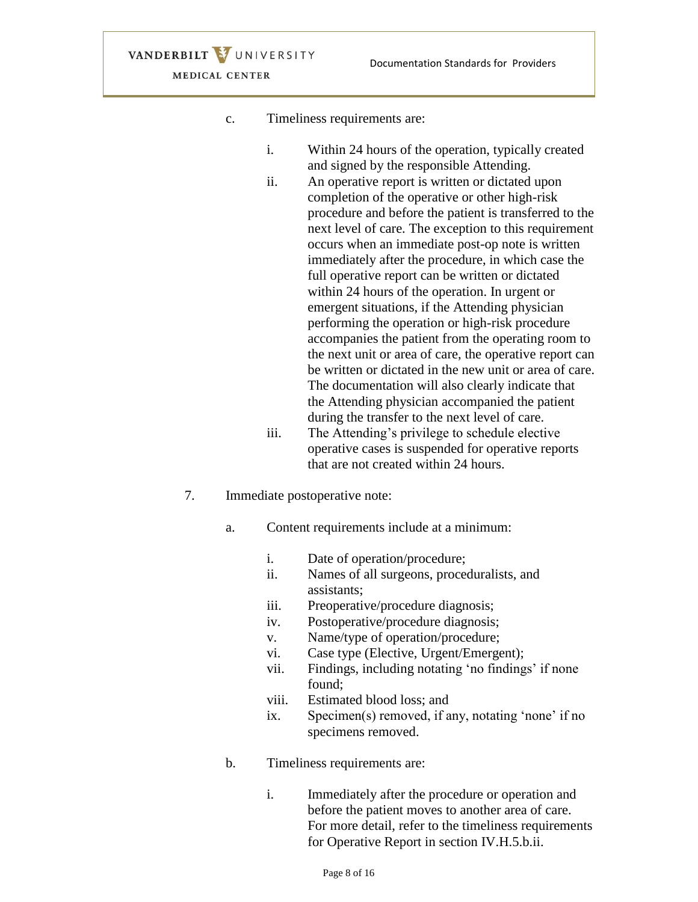c. Timeliness requirements are:

   i. Within 24 hours of the operation, typically created and signed by the responsible Attending.

   ii. An operative report is written or dictated upon completion of the operative or other high-risk procedure and before the patient is transferred to the next level of care. The exception to this requirement occurs when an immediate post-op note is written immediately after the procedure, in which case the full operative report can be written or dictated within 24 hours of the operation. In urgent or emergent situations, if the Attending physician performing the operation or high-risk procedure accompanies the patient from the operating room to the next unit or area of care, the operative report can be written or dictated in the new unit or area of care. The documentation will also clearly indicate that the Attending physician accompanied the patient during the transfer to the next level of care.

   iii. The Attending's privilege to schedule elective operative cases is suspended for operative reports that are not created within 24 hours.

7. Immediate postoperative note:

   a. Content requirements include at a minimum:

      i. Date of operation/procedure;
      ii. Names of all surgeons, proceduralists, and assistants;
      iii. Preoperative/procedure diagnosis;
      iv. Postoperative/procedure diagnosis;
      v. Name/type of operation/procedure;
      vi. Case type (Elective, Urgent/Emergent);
      vii. Findings, including notating 'no findings' if none found;
      viii. Estimated blood loss; and
      ix. Specimen(s) removed, if any, notating 'none' if no specimens removed.

   b. Timeliness requirements are:

      i. Immediately after the procedure or operation and before the patient moves to another area of care. For more detail, refer to the timeliness requirements for Operative Report in section IV.H.5.b.ii.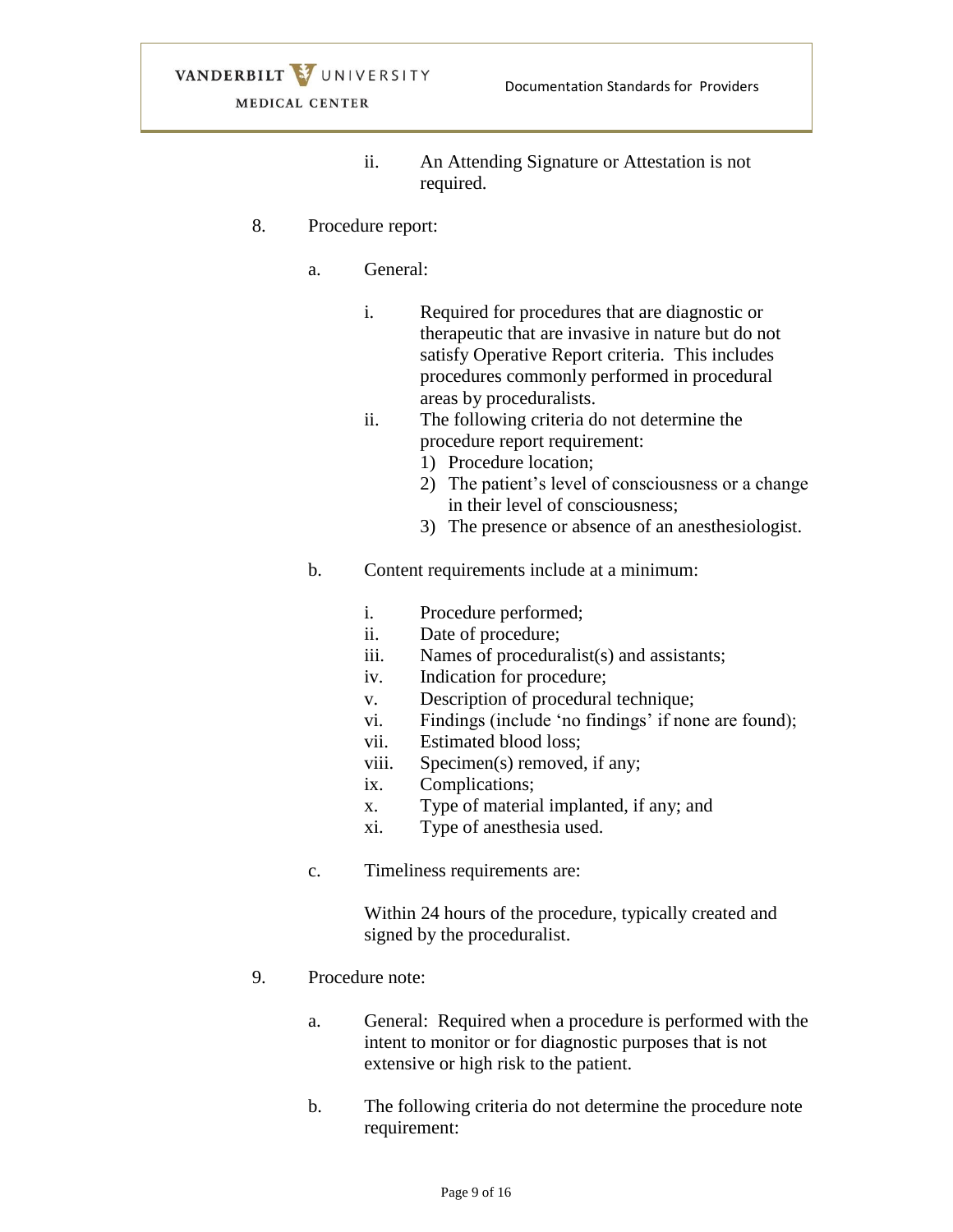ii. An Attending Signature or Attestation is not required.

8. Procedure report:

   a. General:

      i. Required for procedures that are diagnostic or therapeutic that are invasive in nature but do not satisfy Operative Report criteria. This includes procedures commonly performed in procedural areas by proceduralists.
      ii. The following criteria do not determine the procedure report requirement:
         1) Procedure location;
         2) The patient's level of consciousness or a change in their level of consciousness;
         3) The presence or absence of an anesthesiologist.

   b. Content requirements include at a minimum:

      i. Procedure performed;
      ii. Date of procedure;
      iii. Names of proceduralist(s) and assistants;
      iv. Indication for procedure;
      v. Description of procedural technique;
      vi. Findings (include 'no findings' if none are found);
      vii. Estimated blood loss;
      viii. Specimen(s) removed, if any;
      ix. Complications;
      x. Type of material implanted, if any; and
      xi. Type of anesthesia used.

   c. Timeliness requirements are:

      Within 24 hours of the procedure, typically created and signed by the proceduralist.

9. Procedure note:

   a. General: Required when a procedure is performed with the intent to monitor or for diagnostic purposes that is not extensive or high risk to the patient.

   b. The following criteria do not determine the procedure note requirement: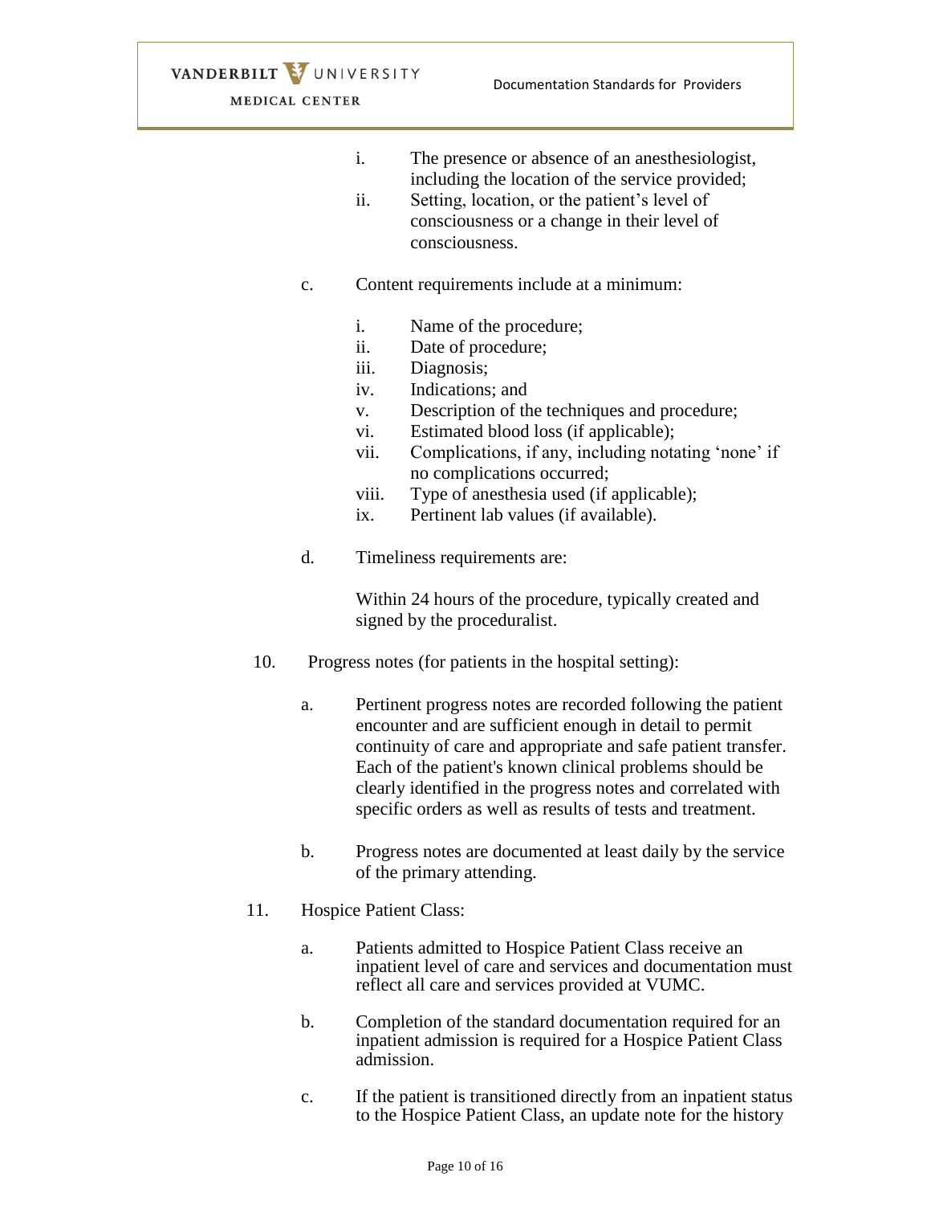i. The presence or absence of an anesthesiologist, including the location of the service provided;

ii. Setting, location, or the patient's level of consciousness or a change in their level of consciousness.

c. Content requirements include at a minimum:

i. Name of the procedure;

ii. Date of procedure;

iii. Diagnosis;

iv. Indications; and

v. Description of the techniques and procedure;

vi. Estimated blood loss (if applicable);

vii. Complications, if any, including notating 'none' if no complications occurred;

viii. Type of anesthesia used (if applicable);

ix. Pertinent lab values (if available).

d. Timeliness requirements are:

Within 24 hours of the procedure, typically created and signed by the proceduralist.

10. Progress notes (for patients in the hospital setting):

a. Pertinent progress notes are recorded following the patient encounter and are sufficient enough in detail to permit continuity of care and appropriate and safe patient transfer. Each of the patient's known clinical problems should be clearly identified in the progress notes and correlated with specific orders as well as results of tests and treatment.

b. Progress notes are documented at least daily by the service of the primary attending.

11. Hospice Patient Class:

a. Patients admitted to Hospice Patient Class receive an inpatient level of care and services and documentation must reflect all care and services provided at VUMC.

b. Completion of the standard documentation required for an inpatient admission is required for a Hospice Patient Class admission.

c. If the patient is transitioned directly from an inpatient status to the Hospice Patient Class, an update note for the history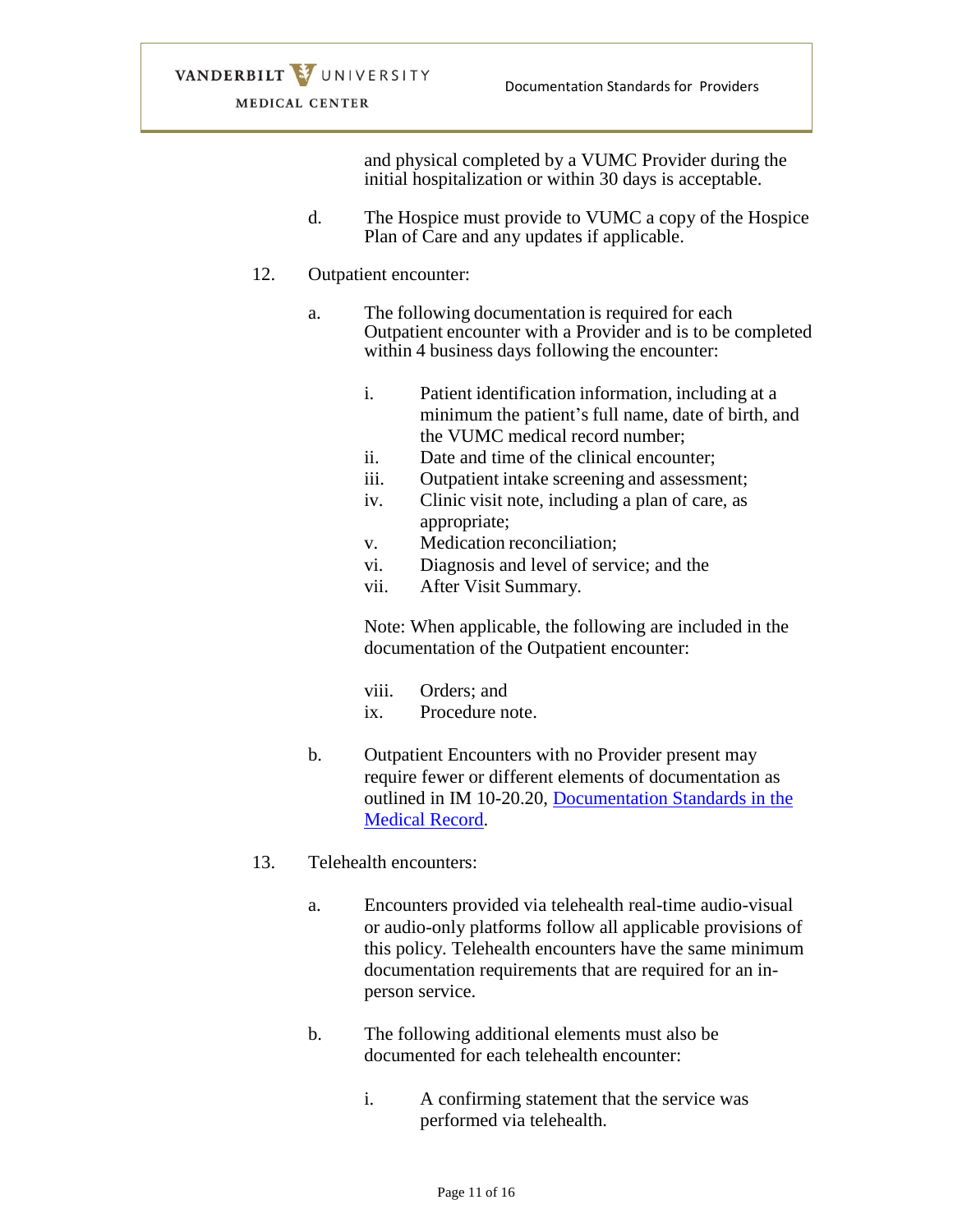and physical completed by a VUMC Provider during the initial hospitalization or within 30 days is acceptable.

d. The Hospice must provide to VUMC a copy of the Hospice Plan of Care and any updates if applicable.

12. Outpatient encounter:

   a. The following documentation is required for each Outpatient encounter with a Provider and is to be completed within 4 business days following the encounter:

      i. Patient identification information, including at a minimum the patient's full name, date of birth, and the VUMC medical record number;
      ii. Date and time of the clinical encounter;
      iii. Outpatient intake screening and assessment;
      iv. Clinic visit note, including a plan of care, as appropriate;
      v. Medication reconciliation;
      vi. Diagnosis and level of service; and the
      vii. After Visit Summary.

      Note: When applicable, the following are included in the documentation of the Outpatient encounter:

      viii. Orders; and
      ix. Procedure note.

   b. Outpatient Encounters with no Provider present may require fewer or different elements of documentation as outlined in IM 10-20.20, [Documentation Standards in the Medical Record](#).

13. Telehealth encounters:

   a. Encounters provided via telehealth real-time audio-visual or audio-only platforms follow all applicable provisions of this policy. Telehealth encounters have the same minimum documentation requirements that are required for an in-person service.

   b. The following additional elements must also be documented for each telehealth encounter:

      i. A confirming statement that the service was performed via telehealth.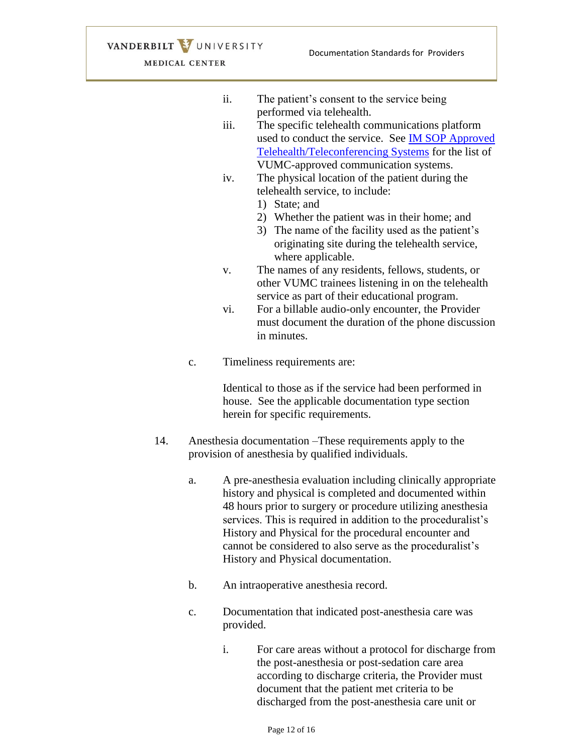ii. The patient's consent to the service being performed via telehealth.

iii. The specific telehealth communications platform used to conduct the service. See [IM SOP Approved Telehealth/Teleconferencing Systems] for the list of VUMC-approved communication systems.

iv. The physical location of the patient during the telehealth service, to include:
   1) State; and
   2) Whether the patient was in their home; and
   3) The name of the facility used as the patient's originating site during the telehealth service, where applicable.

v. The names of any residents, fellows, students, or other VUMC trainees listening in on the telehealth service as part of their educational program.

vi. For a billable audio-only encounter, the Provider must document the duration of the phone discussion in minutes.

c. Timeliness requirements are:

Identical to those as if the service had been performed in house. See the applicable documentation type section herein for specific requirements.

14. Anesthesia documentation –These requirements apply to the provision of anesthesia by qualified individuals.

a. A pre-anesthesia evaluation including clinically appropriate history and physical is completed and documented within 48 hours prior to surgery or procedure utilizing anesthesia services. This is required in addition to the proceduralist's History and Physical for the procedural encounter and cannot be considered to also serve as the proceduralist's History and Physical documentation.

b. An intraoperative anesthesia record.

c. Documentation that indicated post-anesthesia care was provided.

i. For care areas without a protocol for discharge from the post-anesthesia or post-sedation care area according to discharge criteria, the Provider must document that the patient met criteria to be discharged from the post-anesthesia care unit or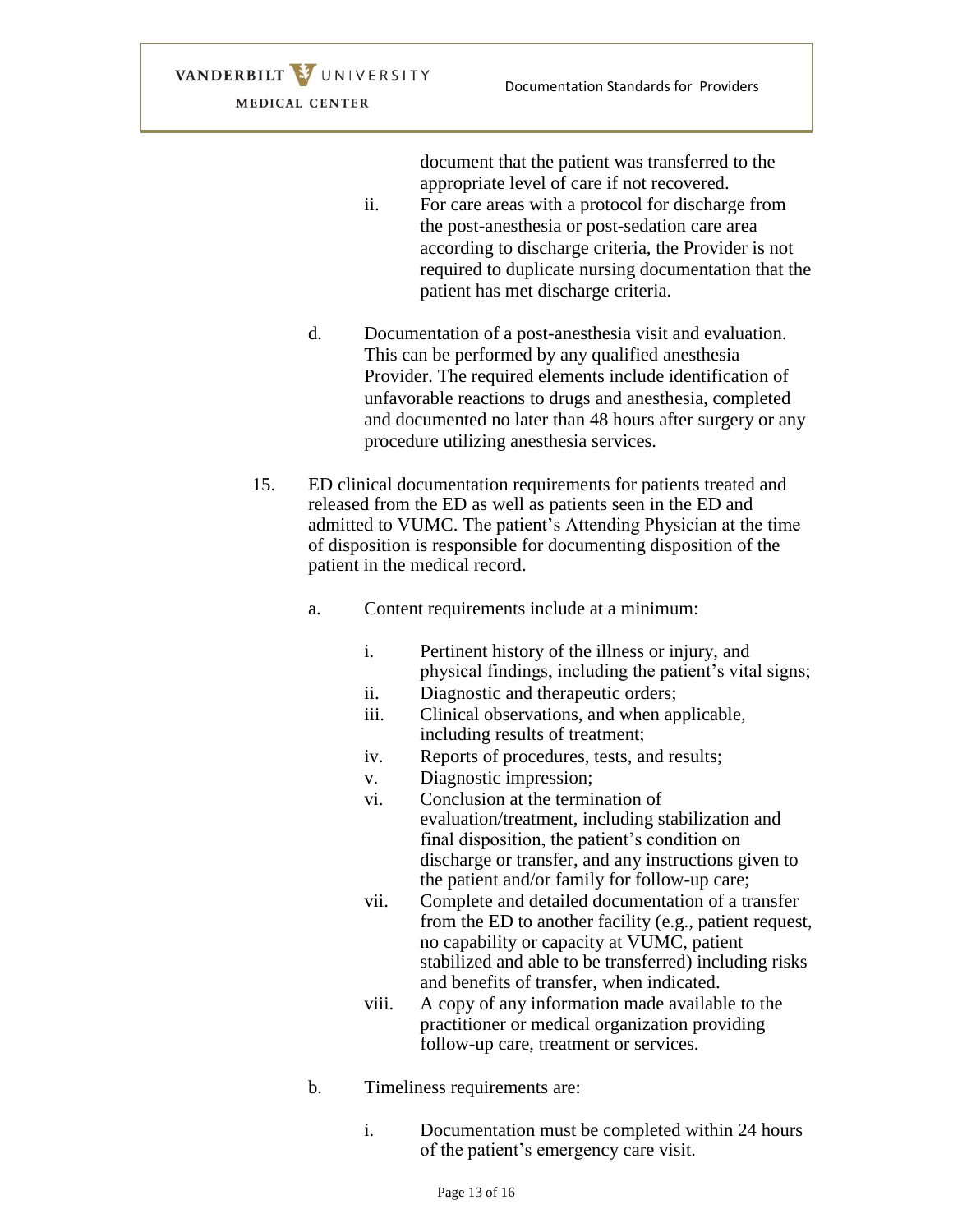document that the patient was transferred to the appropriate level of care if not recovered.

ii. For care areas with a protocol for discharge from the post-anesthesia or post-sedation care area according to discharge criteria, the Provider is not required to duplicate nursing documentation that the patient has met discharge criteria.

d. Documentation of a post-anesthesia visit and evaluation. This can be performed by any qualified anesthesia Provider. The required elements include identification of unfavorable reactions to drugs and anesthesia, completed and documented no later than 48 hours after surgery or any procedure utilizing anesthesia services.

15. ED clinical documentation requirements for patients treated and released from the ED as well as patients seen in the ED and admitted to VUMC. The patient's Attending Physician at the time of disposition is responsible for documenting disposition of the patient in the medical record.

a. Content requirements include at a minimum:

i. Pertinent history of the illness or injury, and physical findings, including the patient's vital signs;
ii. Diagnostic and therapeutic orders;
iii. Clinical observations, and when applicable, including results of treatment;
iv. Reports of procedures, tests, and results;
v. Diagnostic impression;
vi. Conclusion at the termination of evaluation/treatment, including stabilization and final disposition, the patient's condition on discharge or transfer, and any instructions given to the patient and/or family for follow-up care;
vii. Complete and detailed documentation of a transfer from the ED to another facility (e.g., patient request, no capability or capacity at VUMC, patient stabilized and able to be transferred) including risks and benefits of transfer, when indicated.
viii. A copy of any information made available to the practitioner or medical organization providing follow-up care, treatment or services.

b. Timeliness requirements are:

i. Documentation must be completed within 24 hours of the patient's emergency care visit.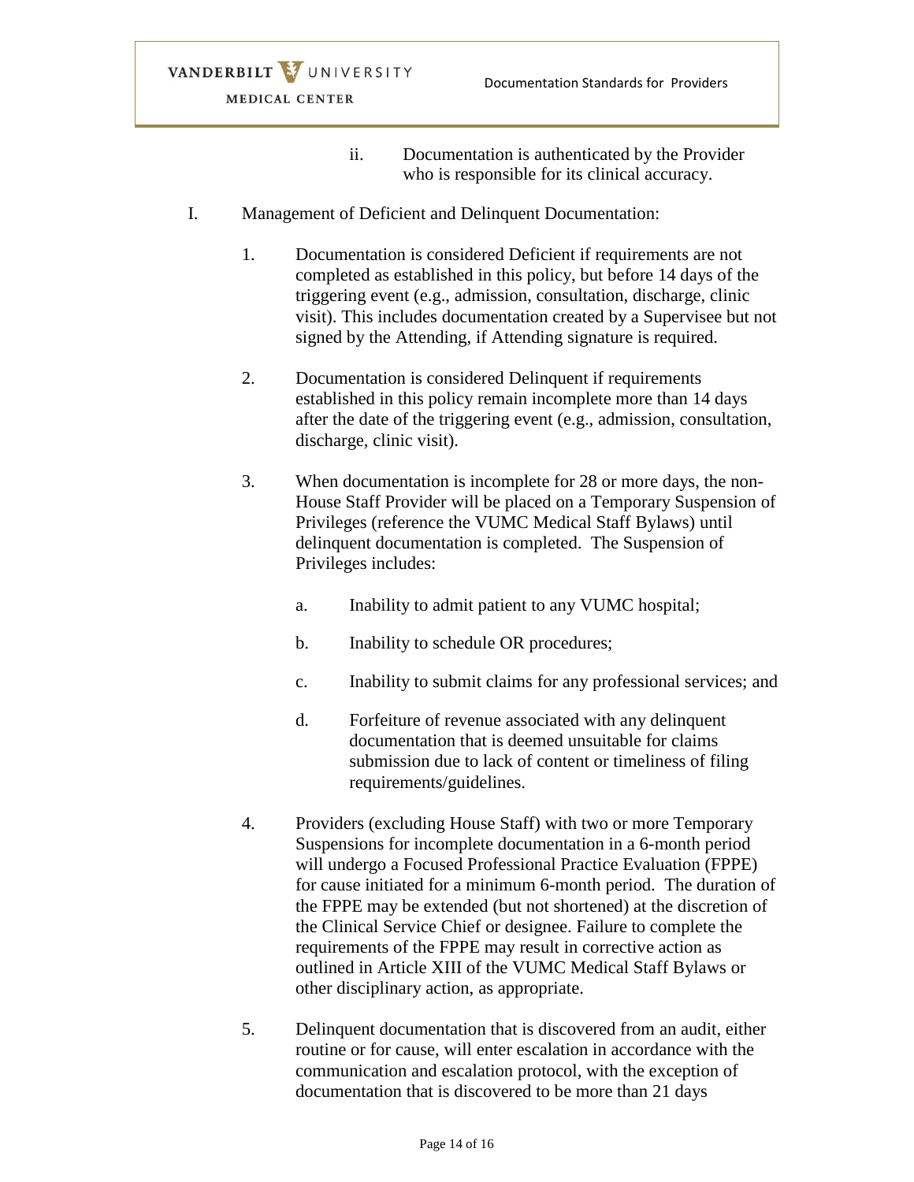ii. Documentation is authenticated by the Provider who is responsible for its clinical accuracy.

I. Management of Deficient and Delinquent Documentation:

1. Documentation is considered Deficient if requirements are not completed as established in this policy, but before 14 days of the triggering event (e.g., admission, consultation, discharge, clinic visit). This includes documentation created by a Supervisee but not signed by the Attending, if Attending signature is required.

2. Documentation is considered Delinquent if requirements established in this policy remain incomplete more than 14 days after the date of the triggering event (e.g., admission, consultation, discharge, clinic visit).

3. When documentation is incomplete for 28 or more days, the non-House Staff Provider will be placed on a Temporary Suspension of Privileges (reference the VUMC Medical Staff Bylaws) until delinquent documentation is completed. The Suspension of Privileges includes:

   a. Inability to admit patient to any VUMC hospital;

   b. Inability to schedule OR procedures;

   c. Inability to submit claims for any professional services; and

   d. Forfeiture of revenue associated with any delinquent documentation that is deemed unsuitable for claims submission due to lack of content or timeliness of filing requirements/guidelines.

4. Providers (excluding House Staff) with two or more Temporary Suspensions for incomplete documentation in a 6-month period will undergo a Focused Professional Practice Evaluation (FPPE) for cause initiated for a minimum 6-month period. The duration of the FPPE may be extended (but not shortened) at the discretion of the Clinical Service Chief or designee. Failure to complete the requirements of the FPPE may result in corrective action as outlined in Article XIII of the VUMC Medical Staff Bylaws or other disciplinary action, as appropriate.

5. Delinquent documentation that is discovered from an audit, either routine or for cause, will enter escalation in accordance with the communication and escalation protocol, with the exception of documentation that is discovered to be more than 21 days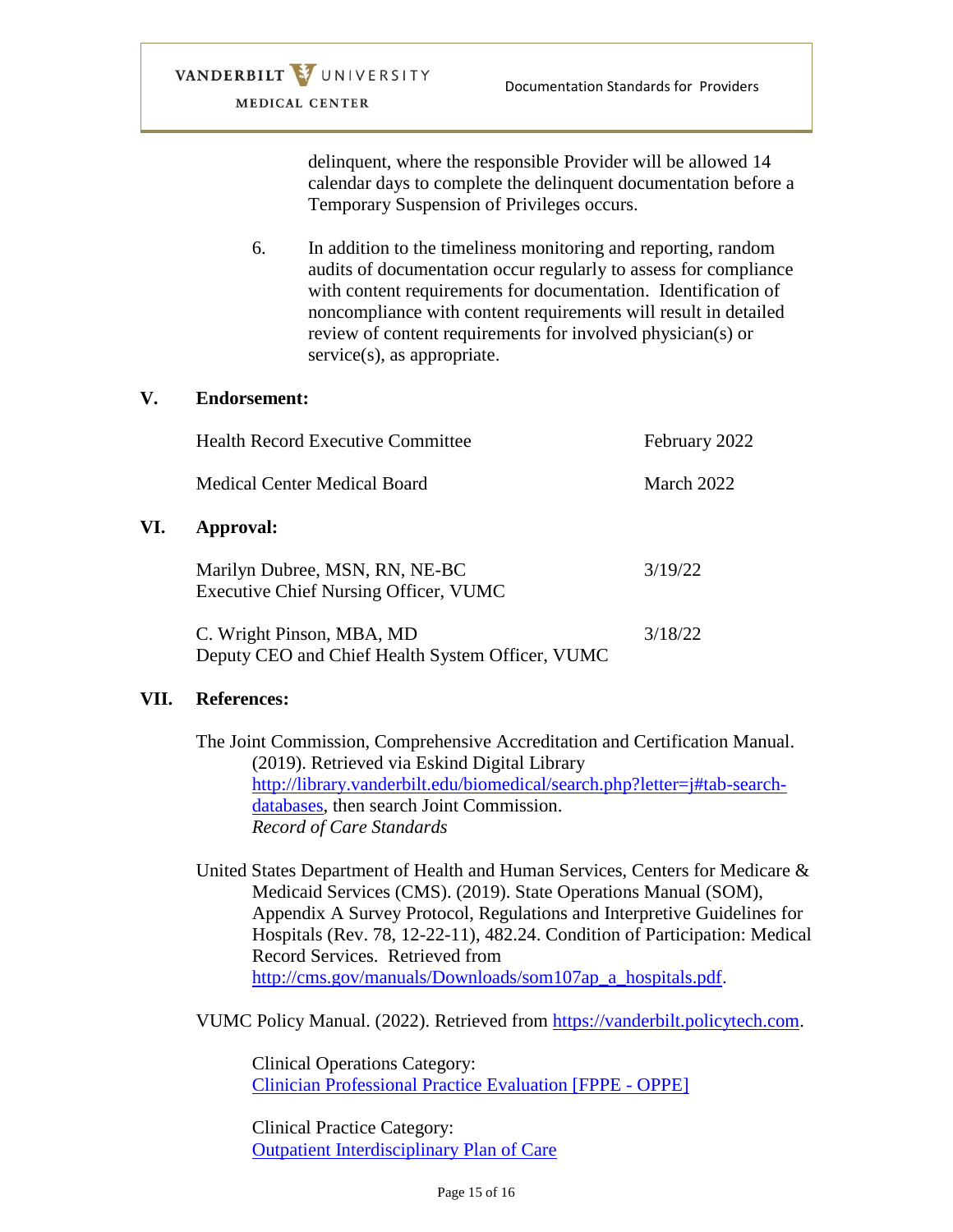delinquent, where the responsible Provider will be allowed 14 calendar days to complete the delinquent documentation before a Temporary Suspension of Privileges occurs.

6. In addition to the timeliness monitoring and reporting, random audits of documentation occur regularly to assess for compliance with content requirements for documentation. Identification of noncompliance with content requirements will result in detailed review of content requirements for involved physician(s) or service(s), as appropriate.

## V. Endorsement:

| | |
|---|---|
| Health Record Executive Committee | February 2022 |
| Medical Center Medical Board | March 2022 |

## VI. Approval:

| | |
|---|---|
| Marilyn Dubree, MSN, RN, NE-BC<br>Executive Chief Nursing Officer, VUMC | 3/19/22 |
| C. Wright Pinson, MBA, MD<br>Deputy CEO and Chief Health System Officer, VUMC | 3/18/22 |

## VII. References:

The Joint Commission, Comprehensive Accreditation and Certification Manual. (2019). Retrieved via Eskind Digital Library http://library.vanderbilt.edu/biomedical/search.php?letter=j#tab-search-databases, then search Joint Commission. *Record of Care Standards*

United States Department of Health and Human Services, Centers for Medicare & Medicaid Services (CMS). (2019). State Operations Manual (SOM), Appendix A Survey Protocol, Regulations and Interpretive Guidelines for Hospitals (Rev. 78, 12-22-11), 482.24. Condition of Participation: Medical Record Services. Retrieved from http://cms.gov/manuals/Downloads/som107ap_a_hospitals.pdf.

VUMC Policy Manual. (2022). Retrieved from https://vanderbilt.policytech.com.

Clinical Operations Category:
Clinician Professional Practice Evaluation [FPPE - OPPE]

Clinical Practice Category:
Outpatient Interdisciplinary Plan of Care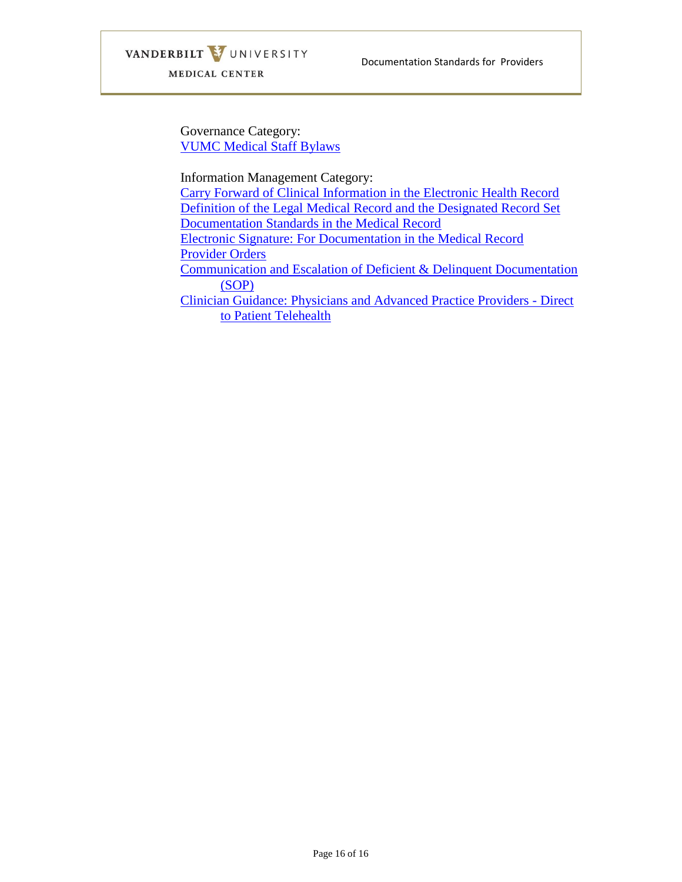Governance Category:
VUMC Medical Staff Bylaws

Information Management Category:
Carry Forward of Clinical Information in the Electronic Health Record
Definition of the Legal Medical Record and the Designated Record Set
Documentation Standards in the Medical Record
Electronic Signature: For Documentation in the Medical Record
Provider Orders
Communication and Escalation of Deficient & Delinquent Documentation (SOP)
Clinician Guidance: Physicians and Advanced Practice Providers - Direct to Patient Telehealth